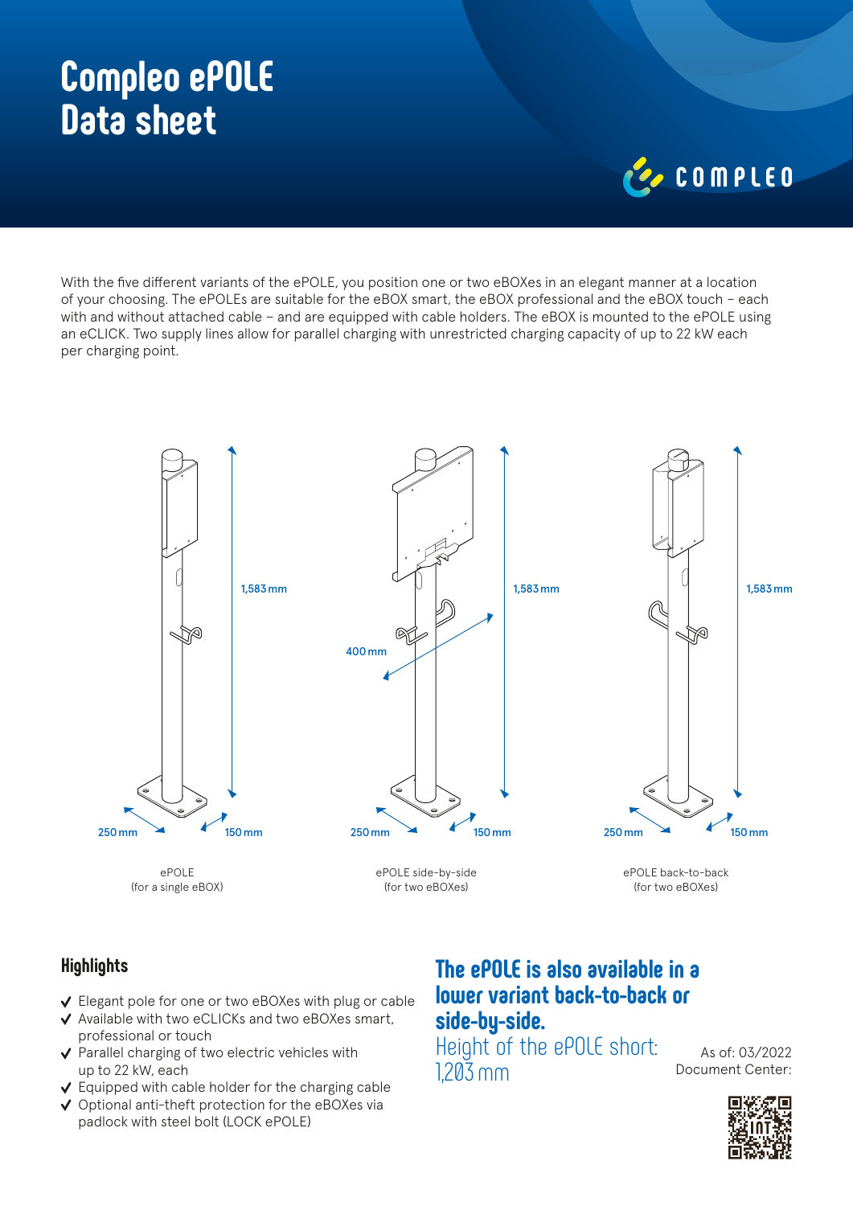# Compleo ePOLE Data sheet

With the five different variants of the ePOLE, you position one or two eBOXes in an elegant manner at a location of your choosing. The ePOLEs are suitable for the eBOX smart, the eBOX professional and the eBOX touch – each with and without attached cable – and are equipped with cable holders. The eBOX is mounted to the ePOLE using an eCLICK. Two supply lines allow for parallel charging with unrestricted charging capacity of up to 22 kW each per charging point.

1,583 mm

250 mm 150 mm

ePOLE
(for a single eBOX)

1,583 mm

400 mm

250 mm 150 mm

ePOLE side-by-side
(for two eBOXes)

1,583 mm

250 mm 150 mm

ePOLE back-to-back
(for two eBOXes)

## Highlights

- ✔ Elegant pole for one or two eBOXes with plug or cable
- ✔ Available with two eCLICKs and two eBOXes smart, professional or touch
- ✔ Parallel charging of two electric vehicles with up to 22 kW, each
- ✔ Equipped with cable holder for the charging cable
- ✔ Optional anti-theft protection for the eBOXes via padlock with steel bolt (LOCK ePOLE)

## The ePOLE is also available in a lower variant back-to-back or side-by-side.

Height of the ePOLE short: 1,203 mm

As of: 03/2022
Document Center: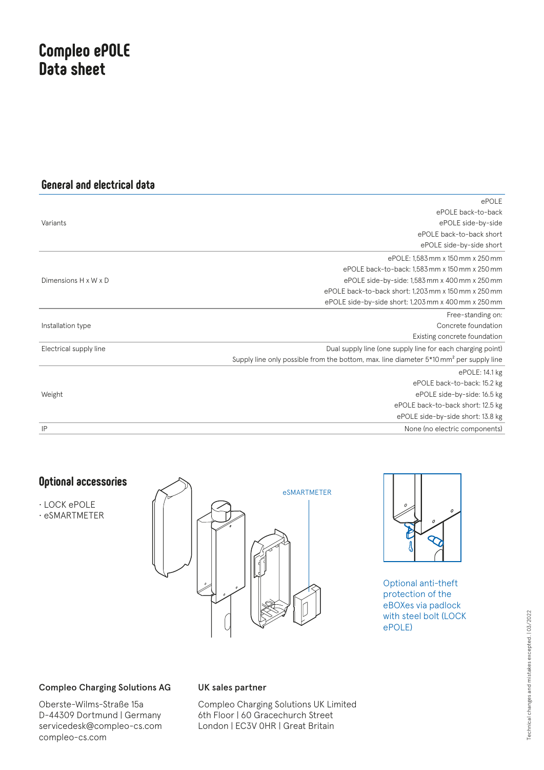# Compleo ePOLE
# Data sheet

## General and electrical data

| | |
|---|---|
| Variants | ePOLE<br>ePOLE back-to-back<br>ePOLE side-by-side<br>ePOLE back-to-back short<br>ePOLE side-by-side short |
| Dimensions H x W x D | ePOLE: 1,583 mm x 150 mm x 250 mm<br>ePOLE back-to-back: 1,583 mm x 150 mm x 250 mm<br>ePOLE side-by-side: 1,583 mm x 400 mm x 250 mm<br>ePOLE back-to-back short: 1,203 mm x 150 mm x 250 mm<br>ePOLE side-by-side short: 1,203 mm x 400 mm x 250 mm |
| Installation type | Free-standing on:<br>Concrete foundation<br>Existing concrete foundation |
| Electrical supply line | Dual supply line (one supply line for each charging point)<br>Supply line only possible from the bottom, max. line diameter 5*10 mm² per supply line |
| Weight | ePOLE: 14.1 kg<br>ePOLE back-to-back: 15.2 kg<br>ePOLE side-by-side: 16.5 kg<br>ePOLE back-to-back short: 12.5 kg<br>ePOLE side-by-side short: 13.8 kg |
| IP | None (no electric components) |

## Optional accessories

- LOCK ePOLE
- eSMARTMETER

eSMARTMETER

Optional anti-theft protection of the eBOXes via padlock with steel bolt (LOCK ePOLE)

**Compleo Charging Solutions AG**

Oberste-Wilms-Straße 15a
D-44309 Dortmund | Germany
servicedesk@compleo-cs.com
compleo-cs.com

**UK sales partner**

Compleo Charging Solutions UK Limited
6th Floor | 60 Gracechurch Street
London | EC3V 0HR | Great Britain

Technical changes and mistakes excepted. | 03/2022